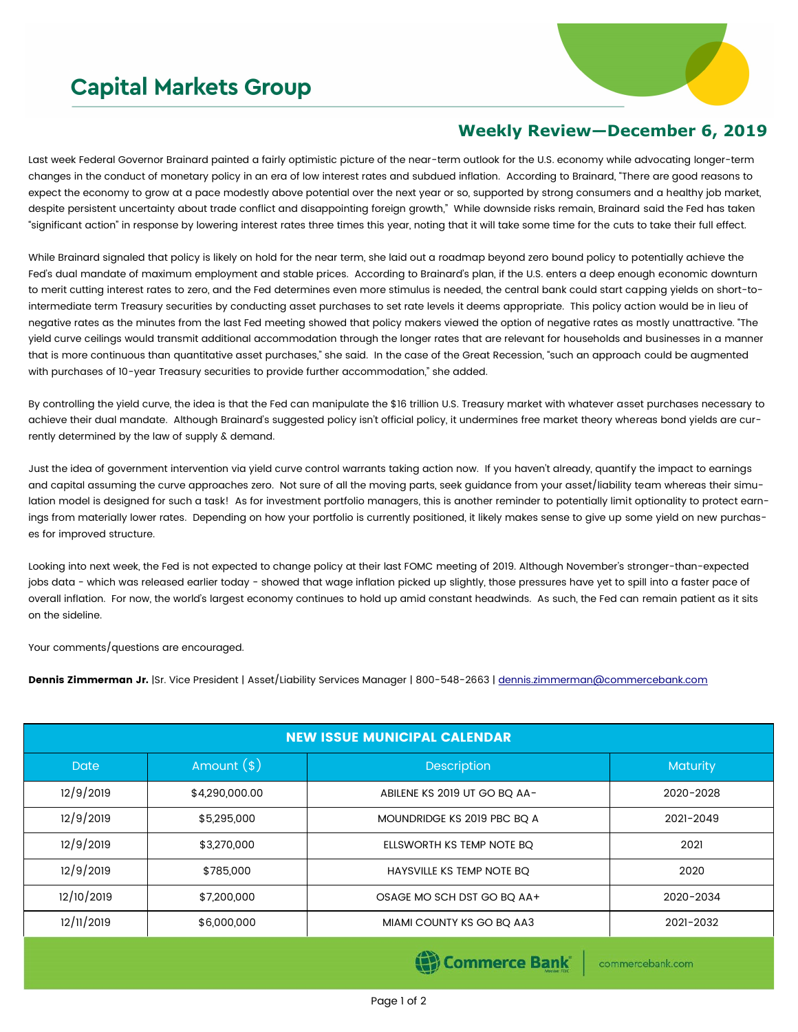# Capital Markets Group

## Weekly Review—December 6, 2019

Last week Federal Governor Brainard painted a fairly optimistic picture of the near-term outlook for the U.S. economy while advocating longer-term changes in the conduct of monetary policy in an era of low interest rates and subdued inflation. According to Brainard, "There are good reasons to expect the economy to grow at a pace modestly above potential over the next year or so, supported by strong consumers and a healthy job market, despite persistent uncertainty about trade conflict and disappointing foreign growth," While downside risks remain, Brainard said the Fed has taken "significant action" in response by lowering interest rates three times this year, noting that it will take some time for the cuts to take their full effect.

While Brainard signaled that policy is likely on hold for the near term, she laid out a roadmap beyond zero bound policy to potentially achieve the Fed's dual mandate of maximum employment and stable prices. According to Brainard's plan, if the U.S. enters a deep enough economic downturn to merit cutting interest rates to zero, and the Fed determines even more stimulus is needed, the central bank could start capping yields on short-to-intermediate term Treasury securities by conducting asset purchases to set rate levels it deems appropriate. This policy action would be in lieu of negative rates as the minutes from the last Fed meeting showed that policy makers viewed the option of negative rates as mostly unattractive. "The yield curve ceilings would transmit additional accommodation through the longer rates that are relevant for households and businesses in a manner that is more continuous than quantitative asset purchases," she said. In the case of the Great Recession, "such an approach could be augmented with purchases of 10-year Treasury securities to provide further accommodation," she added.

By controlling the yield curve, the idea is that the Fed can manipulate the $16 trillion U.S. Treasury market with whatever asset purchases necessary to achieve their dual mandate. Although Brainard's suggested policy isn't official policy, it undermines free market theory whereas bond yields are currently determined by the law of supply & demand.

Just the idea of government intervention via yield curve control warrants taking action now. If you haven't already, quantify the impact to earnings and capital assuming the curve approaches zero. Not sure of all the moving parts, seek guidance from your asset/liability team whereas their simulation model is designed for such a task! As for investment portfolio managers, this is another reminder to potentially limit optionality to protect earnings from materially lower rates. Depending on how your portfolio is currently positioned, it likely makes sense to give up some yield on new purchases for improved structure.

Looking into next week, the Fed is not expected to change policy at their last FOMC meeting of 2019. Although November's stronger-than-expected jobs data - which was released earlier today - showed that wage inflation picked up slightly, those pressures have yet to spill into a faster pace of overall inflation. For now, the world's largest economy continues to hold up amid constant headwinds. As such, the Fed can remain patient as it sits on the sideline.

Your comments/questions are encouraged.

**Dennis Zimmerman Jr.** |Sr. Vice President | Asset/Liability Services Manager | 800-548-2663 | dennis.zimmerman@commercebank.com

| NEW ISSUE MUNICIPAL CALENDAR | | | |
|---|---|---|---|
| Date | Amount ($) | Description | Maturity |
| 12/9/2019 | $4,290,000.00 | ABILENE KS 2019 UT GO BQ AA- | 2020-2028 |
| 12/9/2019 | $5,295,000 | MOUNDRIDGE KS 2019 PBC BQ A | 2021-2049 |
| 12/9/2019 | $3,270,000 | ELLSWORTH KS TEMP NOTE BQ | 2021 |
| 12/9/2019 | $785,000 | HAYSVILLE KS TEMP NOTE BQ | 2020 |
| 12/10/2019 | $7,200,000 | OSAGE MO SCH DST GO BQ AA+ | 2020-2034 |
| 12/11/2019 | $6,000,000 | MIAMI COUNTY KS GO BQ AA3 | 2021-2032 |

Commerce Bank | commercebank.com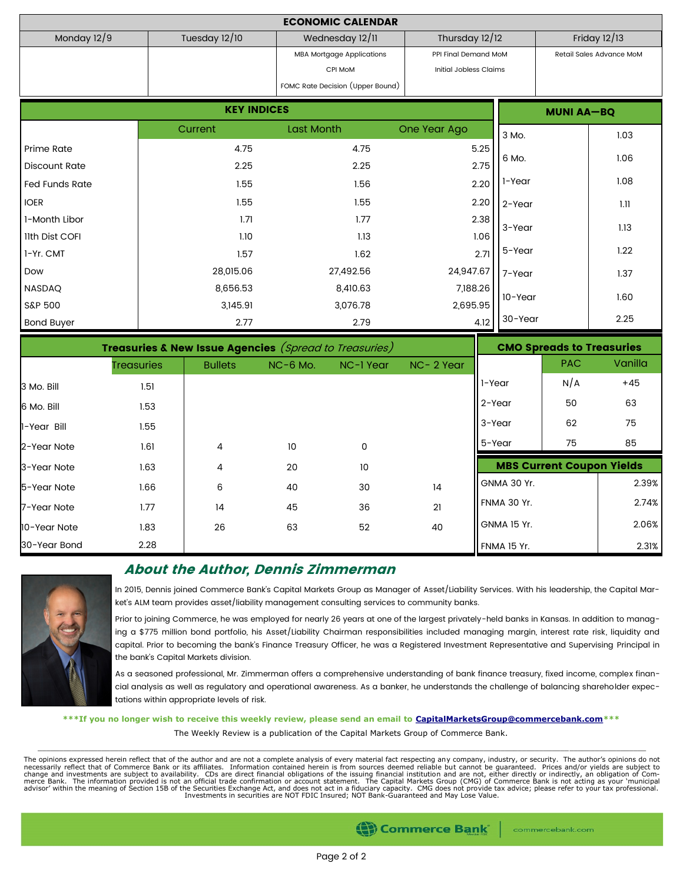## ECONOMIC CALENDAR

| Monday 12/9 | Tuesday 12/10 | Wednesday 12/11 | Thursday 12/12 | Friday 12/13 |
|---|---|---|---|---|
| | | MBA Mortgage Applications | PPI Final Demand MoM | Retail Sales Advance MoM |
| | | CPI MoM | Initial Jobless Claims | |
| | | FOMC Rate Decision (Upper Bound) | | |

## KEY INDICES

| | Current | Last Month | One Year Ago |
|---|---|---|---|
| Prime Rate | 4.75 | 4.75 | 5.25 |
| Discount Rate | 2.25 | 2.25 | 2.75 |
| Fed Funds Rate | 1.55 | 1.56 | 2.20 |
| IOER | 1.55 | 1.55 | 2.20 |
| 1-Month Libor | 1.71 | 1.77 | 2.38 |
| 11th Dist COFI | 1.10 | 1.13 | 1.06 |
| 1-Yr. CMT | 1.57 | 1.62 | 2.71 |
| Dow | 28,015.06 | 27,492.56 | 24,947.67 |
| NASDAQ | 8,656.53 | 8,410.63 | 7,188.26 |
| S&P 500 | 3,145.91 | 3,076.78 | 2,695.95 |
| Bond Buyer | 2.77 | 2.79 | 4.12 |

## MUNI AA—BQ

| | |
|---|---|
| 3 Mo. | 1.03 |
| 6 Mo. | 1.06 |
| 1-Year | 1.08 |
| 2-Year | 1.11 |
| 3-Year | 1.13 |
| 5-Year | 1.22 |
| 7-Year | 1.37 |
| 10-Year | 1.60 |
| 30-Year | 2.25 |

## Treasuries & New Issue Agencies *(Spread to Treasuries)*

| | Treasuries | Bullets | NC-6 Mo. | NC-1 Year | NC- 2 Year |
|---|---|---|---|---|---|
| 3 Mo. Bill | 1.51 | | | | |
| 6 Mo. Bill | 1.53 | | | | |
| 1-Year Bill | 1.55 | | | | |
| 2-Year Note | 1.61 | 4 | 10 | 0 | |
| 3-Year Note | 1.63 | 4 | 20 | 10 | |
| 5-Year Note | 1.66 | 6 | 40 | 30 | 14 |
| 7-Year Note | 1.77 | 14 | 45 | 36 | 21 |
| 10-Year Note | 1.83 | 26 | 63 | 52 | 40 |
| 30-Year Bond | 2.28 | | | | |

## CMO Spreads to Treasuries

| | PAC | Vanilla |
|---|---|---|
| 1-Year | N/A | +45 |
| 2-Year | 50 | 63 |
| 3-Year | 62 | 75 |
| 5-Year | 75 | 85 |

## MBS Current Coupon Yields

| | |
|---|---|
| GNMA 30 Yr. | 2.39% |
| FNMA 30 Yr. | 2.74% |
| GNMA 15 Yr. | 2.06% |
| FNMA 15 Yr. | 2.31% |

## *About the Author, Dennis Zimmerman*

In 2015, Dennis joined Commerce Bank's Capital Markets Group as Manager of Asset/Liability Services. With his leadership, the Capital Market's ALM team provides asset/liability management consulting services to community banks.

Prior to joining Commerce, he was employed for nearly 26 years at one of the largest privately-held banks in Kansas. In addition to managing a $775 million bond portfolio, his Asset/Liability Chairman responsibilities included managing margin, interest rate risk, liquidity and capital. Prior to becoming the bank's Finance Treasury Officer, he was a Registered Investment Representative and Supervising Principal in the bank's Capital Markets division.

As a seasoned professional, Mr. Zimmerman offers a comprehensive understanding of bank finance treasury, fixed income, complex financial analysis as well as regulatory and operational awareness. As a banker, he understands the challenge of balancing shareholder expectations within appropriate levels of risk.

**\*\*\*If you no longer wish to receive this weekly review, please send an email to CapitalMarketsGroup@commercebank.com\*\*\***

The Weekly Review is a publication of the Capital Markets Group of Commerce Bank.

The opinions expressed herein reflect that of the author and are not a complete analysis of every material fact respecting any company, industry, or security. The author's opinions do not necessarily reflect that of Commerce Bank or its affiliates. Information contained herein is from sources deemed reliable but cannot be guaranteed. Prices and/or yields are subject to change and investments are subject to availability. CDs are direct financial obligations of the issuing financial institution and are not, either directly or indirectly, an obligation of Commerce Bank. The information provided is not an official trade confirmation or account statement. The Capital Markets Group (CMG) of Commerce Bank is not acting as your 'municipal advisor' within the meaning of Section 15B of the Securities Exchange Act, and does not act in a fiduciary capacity. CMG does not provide tax advice; please refer to your tax professional. Investments in securities are NOT FDIC Insured; NOT Bank-Guaranteed and May Lose Value.

Commerce Bank | commercebank.com